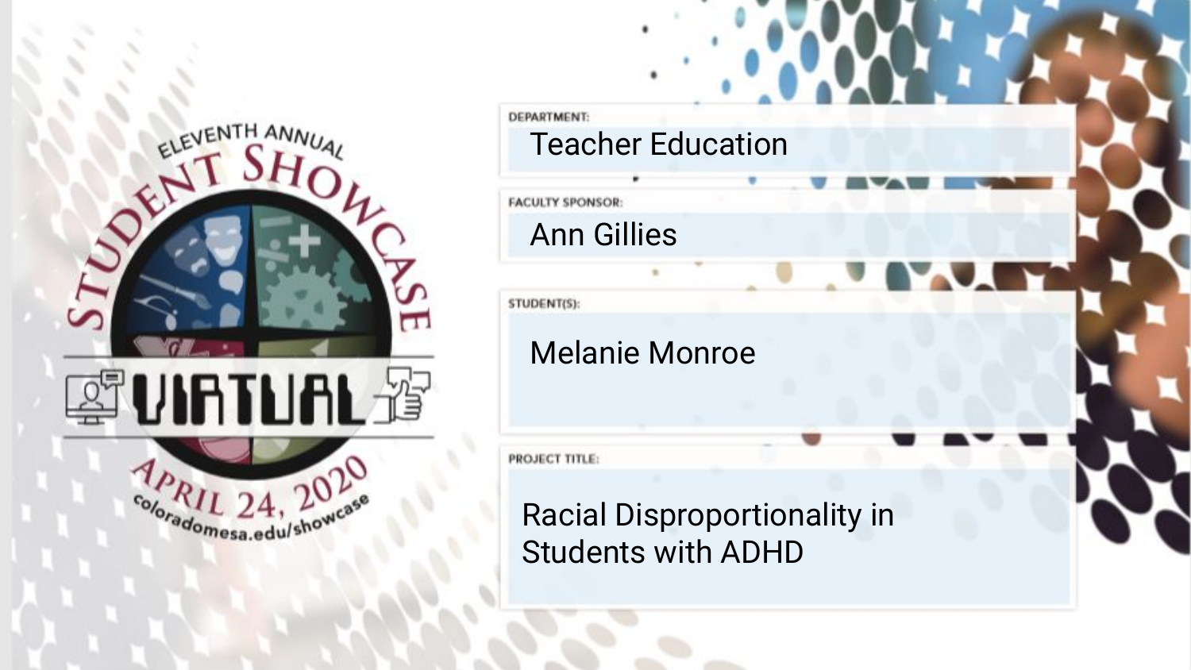ELEVENTH ANNUAL STUDENT SHOWCASE

VIRTUAL

APRIL 24, 2020

coloradomesa.edu/showcase

**DEPARTMENT:**

Teacher Education

**FACULTY SPONSOR:**

Ann Gillies

**STUDENT(S):**

Melanie Monroe

**PROJECT TITLE:**

Racial Disproportionality in Students with ADHD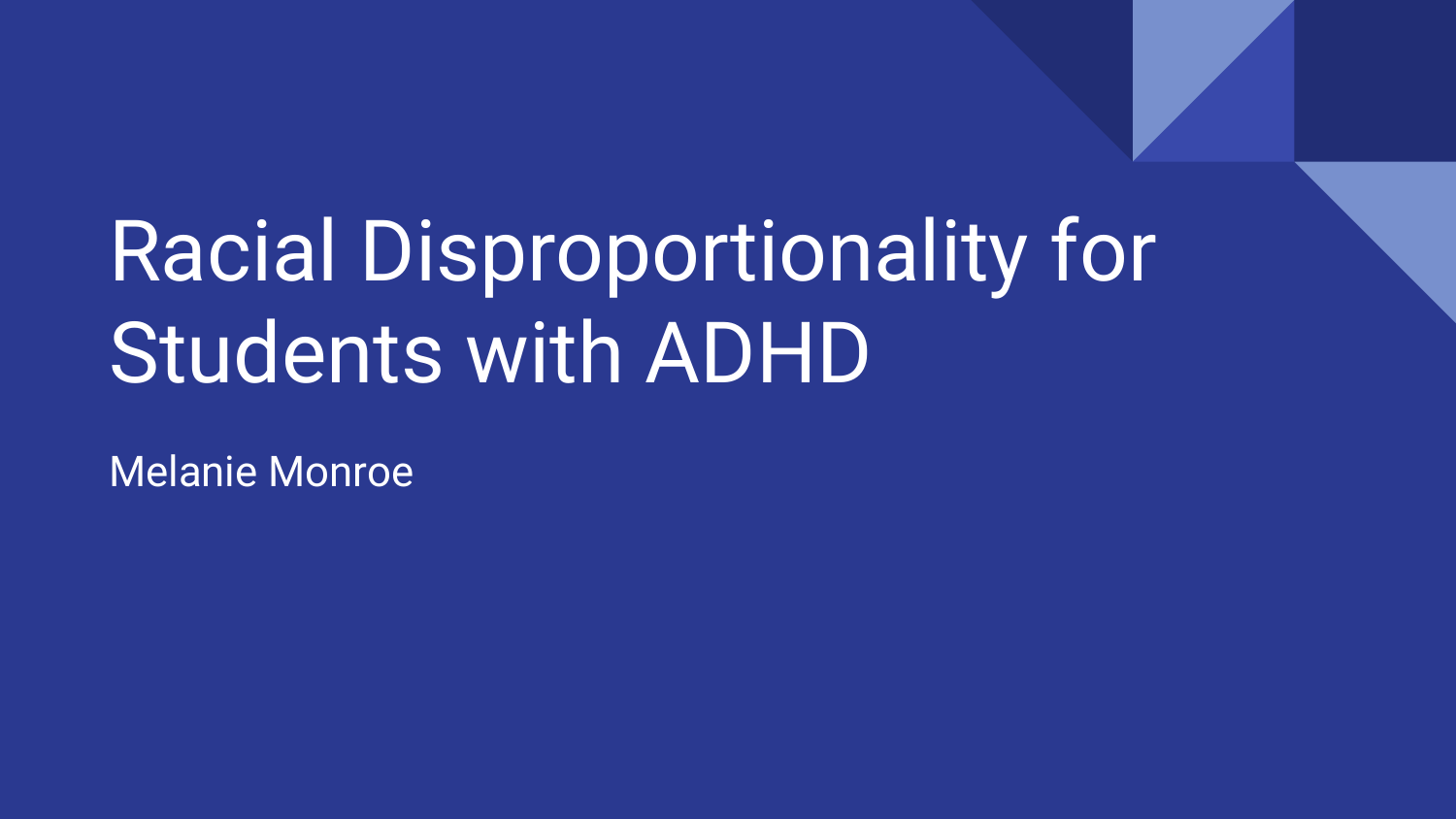# Racial Disproportionality for Students with ADHD

Melanie Monroe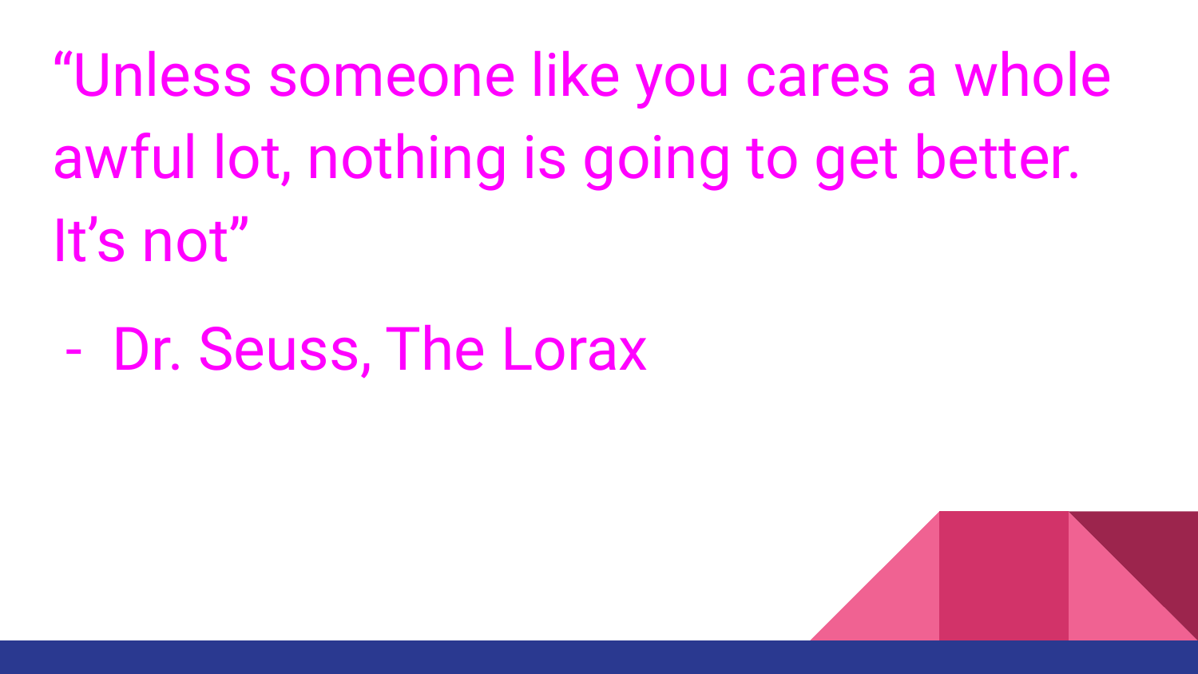"Unless someone like you cares a whole awful lot, nothing is going to get better. It's not"

- Dr. Seuss, The Lorax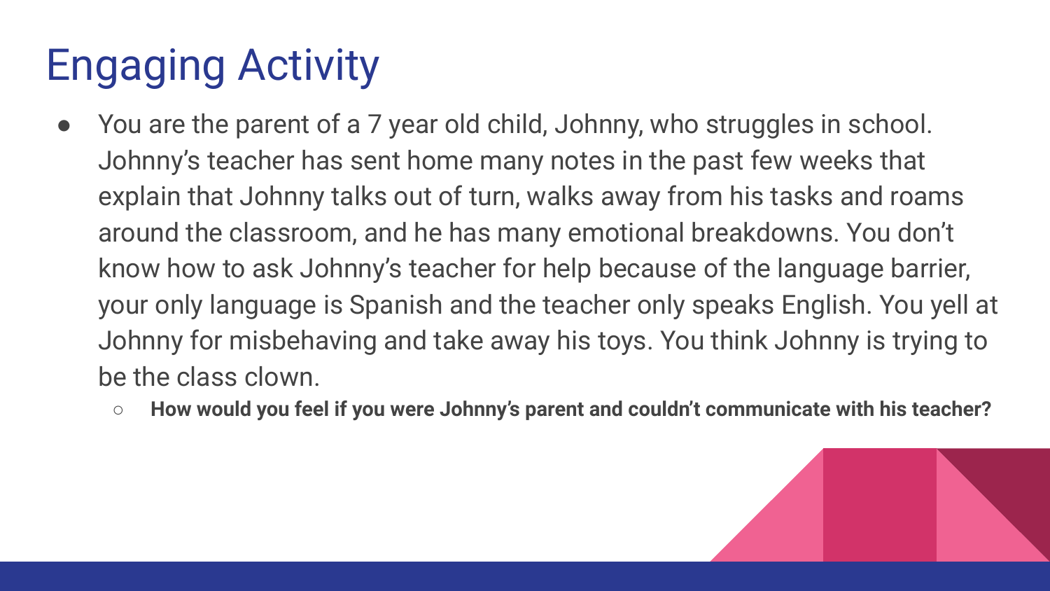# Engaging Activity

- You are the parent of a 7 year old child, Johnny, who struggles in school. Johnny's teacher has sent home many notes in the past few weeks that explain that Johnny talks out of turn, walks away from his tasks and roams around the classroom, and he has many emotional breakdowns. You don't know how to ask Johnny's teacher for help because of the language barrier, your only language is Spanish and the teacher only speaks English. You yell at Johnny for misbehaving and take away his toys. You think Johnny is trying to be the class clown.
  - **How would you feel if you were Johnny's parent and couldn't communicate with his teacher?**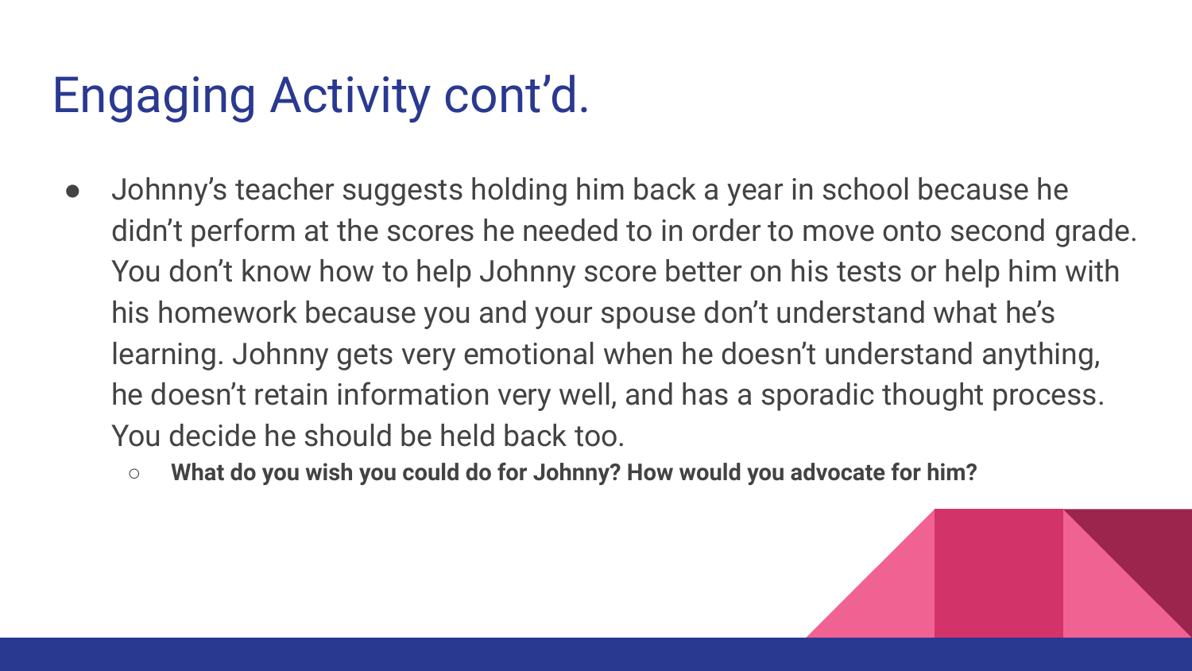# Engaging Activity cont'd.

- Johnny's teacher suggests holding him back a year in school because he didn't perform at the scores he needed to in order to move onto second grade. You don't know how to help Johnny score better on his tests or help him with his homework because you and your spouse don't understand what he's learning. Johnny gets very emotional when he doesn't understand anything, he doesn't retain information very well, and has a sporadic thought process. You decide he should be held back too.
  - **What do you wish you could do for Johnny? How would you advocate for him?**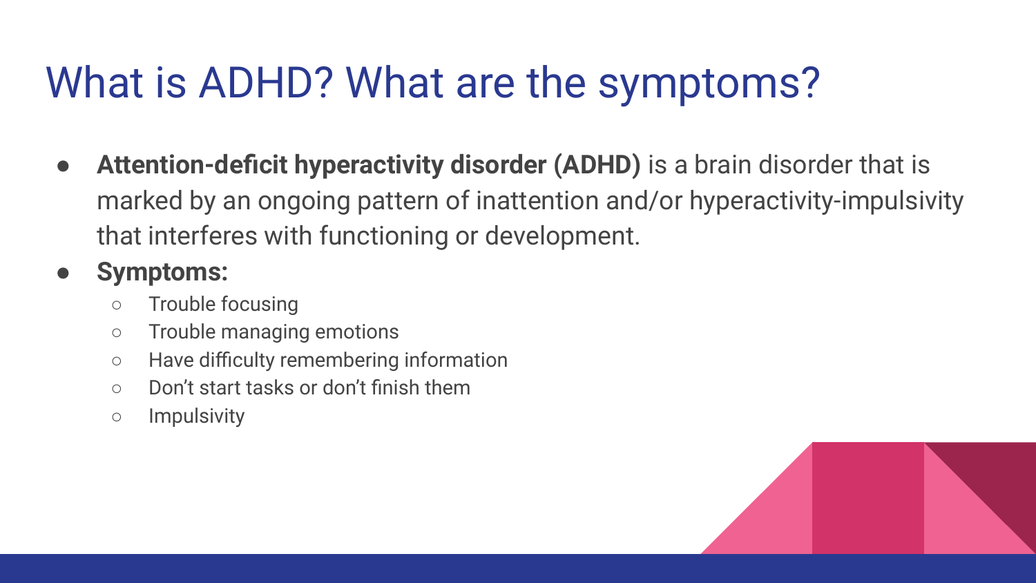# What is ADHD? What are the symptoms?

- **Attention-deficit hyperactivity disorder (ADHD)** is a brain disorder that is marked by an ongoing pattern of inattention and/or hyperactivity-impulsivity that interferes with functioning or development.
- **Symptoms:**
  - Trouble focusing
  - Trouble managing emotions
  - Have difficulty remembering information
  - Don't start tasks or don't finish them
  - Impulsivity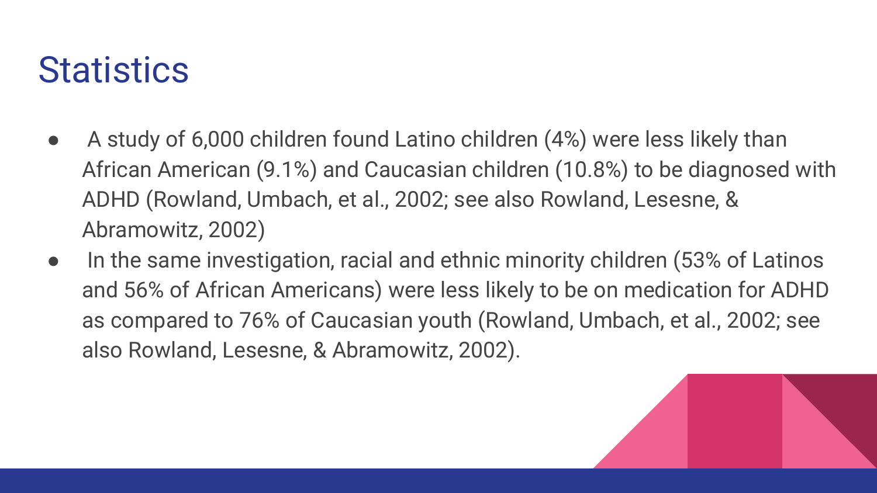# Statistics

- A study of 6,000 children found Latino children (4%) were less likely than African American (9.1%) and Caucasian children (10.8%) to be diagnosed with ADHD (Rowland, Umbach, et al., 2002; see also Rowland, Lesesne, & Abramowitz, 2002)
- In the same investigation, racial and ethnic minority children (53% of Latinos and 56% of African Americans) were less likely to be on medication for ADHD as compared to 76% of Caucasian youth (Rowland, Umbach, et al., 2002; see also Rowland, Lesesne, & Abramowitz, 2002).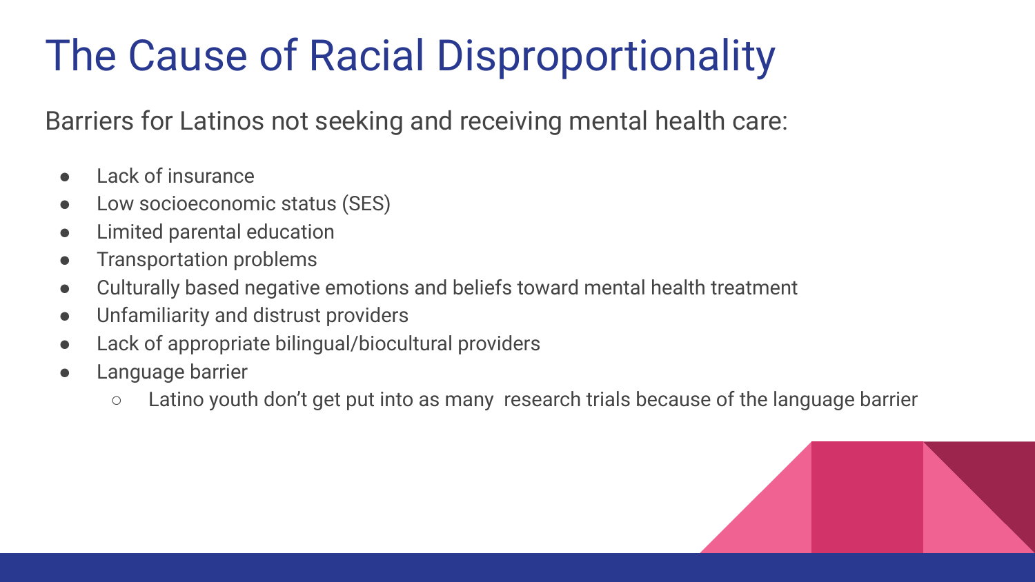# The Cause of Racial Disproportionality

Barriers for Latinos not seeking and receiving mental health care:

- Lack of insurance
- Low socioeconomic status (SES)
- Limited parental education
- Transportation problems
- Culturally based negative emotions and beliefs toward mental health treatment
- Unfamiliarity and distrust providers
- Lack of appropriate bilingual/biocultural providers
- Language barrier
  - Latino youth don't get put into as many research trials because of the language barrier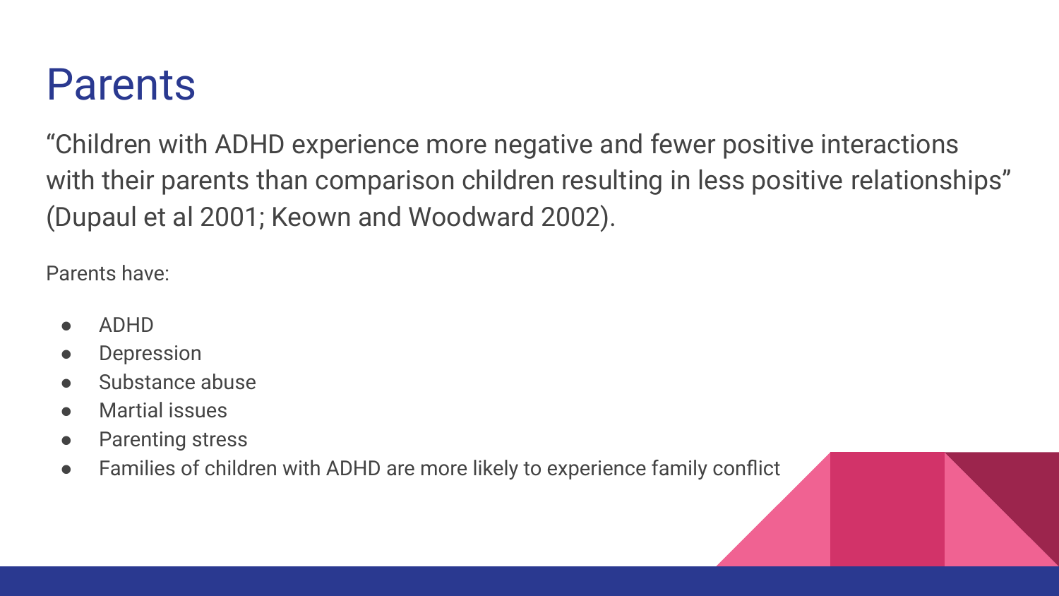# Parents

“Children with ADHD experience more negative and fewer positive interactions with their parents than comparison children resulting in less positive relationships” (Dupaul et al 2001; Keown and Woodward 2002).

Parents have:

- ADHD
- Depression
- Substance abuse
- Martial issues
- Parenting stress
- Families of children with ADHD are more likely to experience family conflict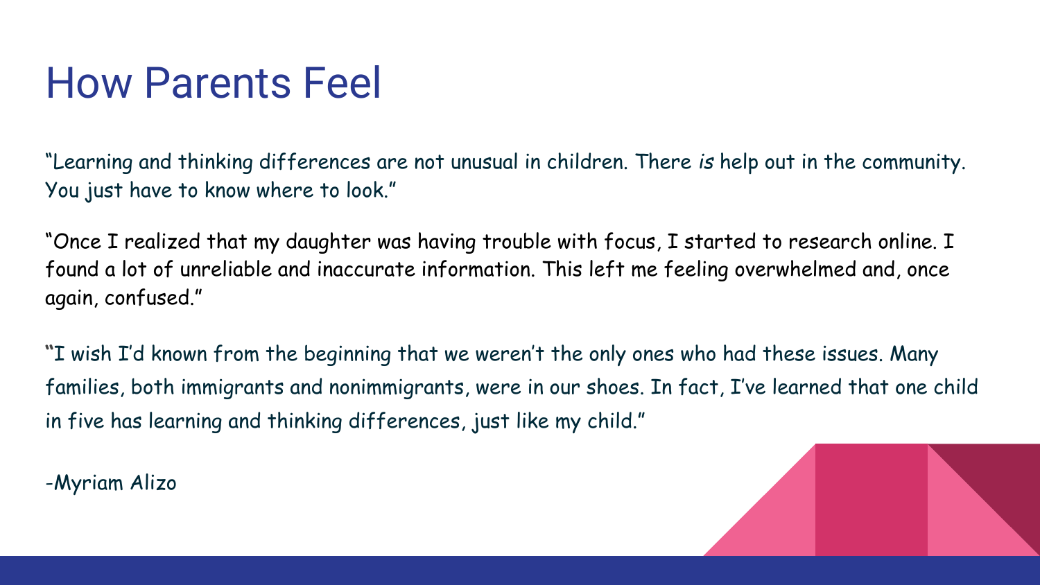# How Parents Feel

"Learning and thinking differences are not unusual in children. There *is* help out in the community. You just have to know where to look."

"Once I realized that my daughter was having trouble with focus, I started to research online. I found a lot of unreliable and inaccurate information. This left me feeling overwhelmed and, once again, confused."

"I wish I'd known from the beginning that we weren't the only ones who had these issues. Many families, both immigrants and nonimmigrants, were in our shoes. In fact, I've learned that one child in five has learning and thinking differences, just like my child."

-Myriam Alizo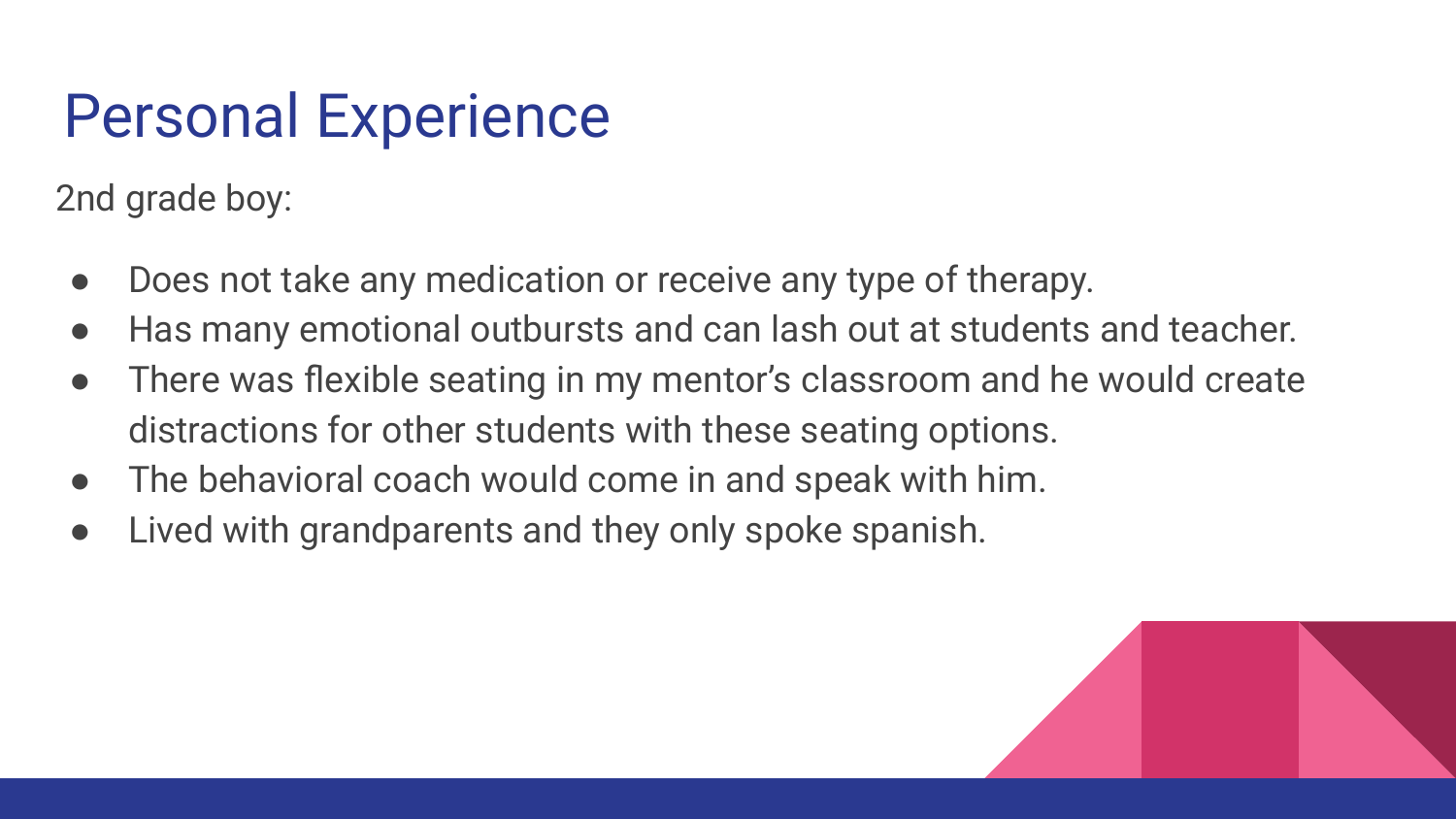# Personal Experience

2nd grade boy:

- Does not take any medication or receive any type of therapy.
- Has many emotional outbursts and can lash out at students and teacher.
- There was flexible seating in my mentor's classroom and he would create distractions for other students with these seating options.
- The behavioral coach would come in and speak with him.
- Lived with grandparents and they only spoke spanish.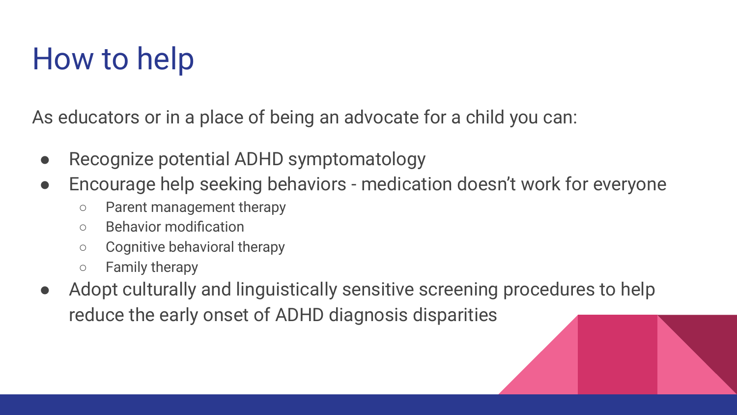# How to help

As educators or in a place of being an advocate for a child you can:

- Recognize potential ADHD symptomatology
- Encourage help seeking behaviors - medication doesn't work for everyone
  - Parent management therapy
  - Behavior modification
  - Cognitive behavioral therapy
  - Family therapy
- Adopt culturally and linguistically sensitive screening procedures to help reduce the early onset of ADHD diagnosis disparities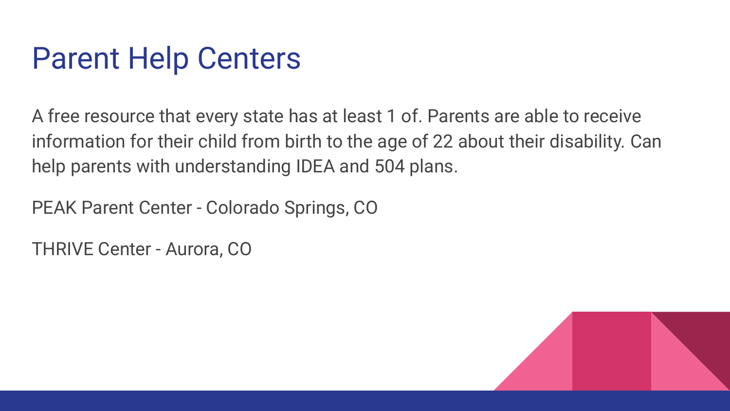# Parent Help Centers

A free resource that every state has at least 1 of. Parents are able to receive information for their child from birth to the age of 22 about their disability. Can help parents with understanding IDEA and 504 plans.

PEAK Parent Center - Colorado Springs, CO

THRIVE Center - Aurora, CO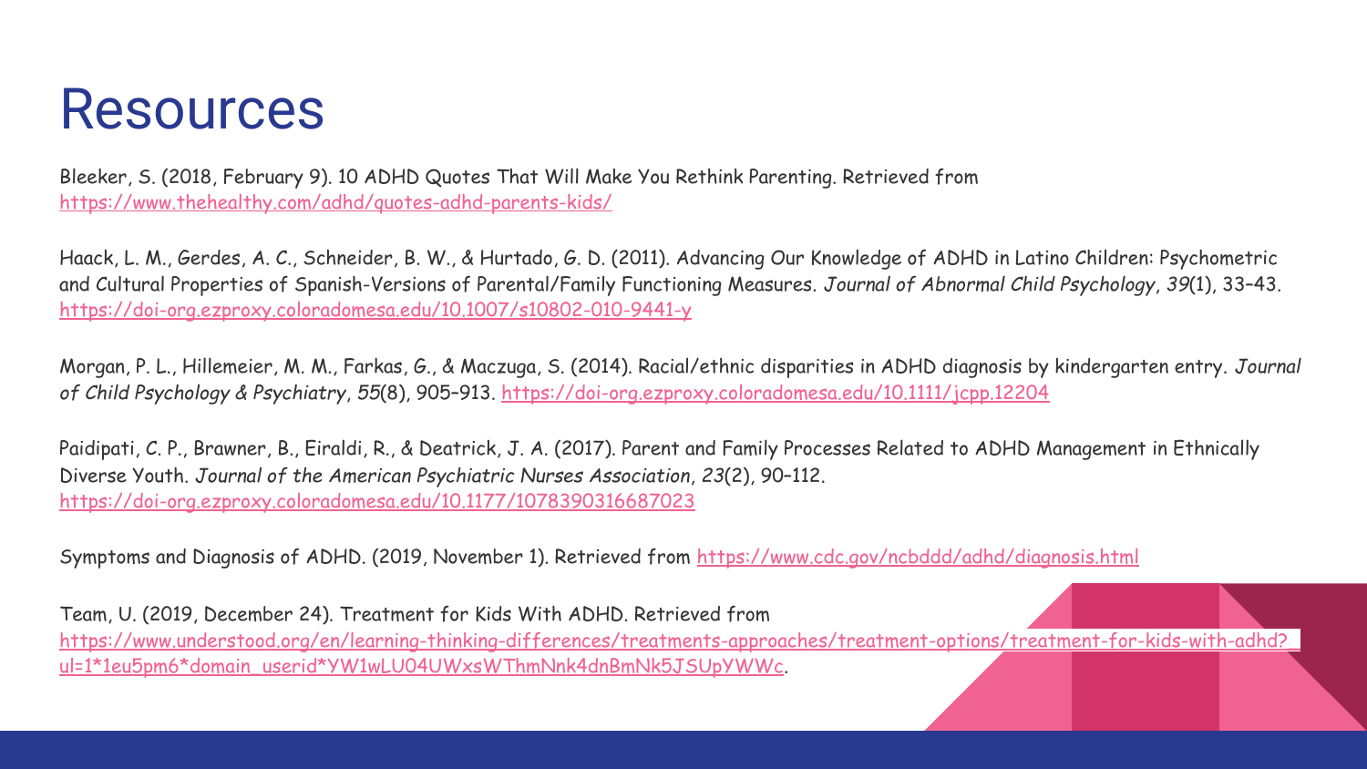# Resources

Bleeker, S. (2018, February 9). 10 ADHD Quotes That Will Make You Rethink Parenting. Retrieved from https://www.thehealthy.com/adhd/quotes-adhd-parents-kids/

Haack, L. M., Gerdes, A. C., Schneider, B. W., & Hurtado, G. D. (2011). Advancing Our Knowledge of ADHD in Latino Children: Psychometric and Cultural Properties of Spanish-Versions of Parental/Family Functioning Measures. *Journal of Abnormal Child Psychology*, *39*(1), 33–43. https://doi-org.ezproxy.coloradomesa.edu/10.1007/s10802-010-9441-y

Morgan, P. L., Hillemeier, M. M., Farkas, G., & Maczuga, S. (2014). Racial/ethnic disparities in ADHD diagnosis by kindergarten entry. *Journal of Child Psychology & Psychiatry*, *55*(8), 905–913. https://doi-org.ezproxy.coloradomesa.edu/10.1111/jcpp.12204

Paidipati, C. P., Brawner, B., Eiraldi, R., & Deatrick, J. A. (2017). Parent and Family Processes Related to ADHD Management in Ethnically Diverse Youth. *Journal of the American Psychiatric Nurses Association*, *23*(2), 90–112. https://doi-org.ezproxy.coloradomesa.edu/10.1177/1078390316687023

Symptoms and Diagnosis of ADHD. (2019, November 1). Retrieved from https://www.cdc.gov/ncbddd/adhd/diagnosis.html

Team, U. (2019, December 24). Treatment for Kids With ADHD. Retrieved from https://www.understood.org/en/learning-thinking-differences/treatments-approaches/treatment-options/treatment-for-kids-with-adhd?_ul=1*1eu5pm6*domain_userid*YW1wLU04UWxsWThmNnk4dnBmNk5JSUpYWWc.